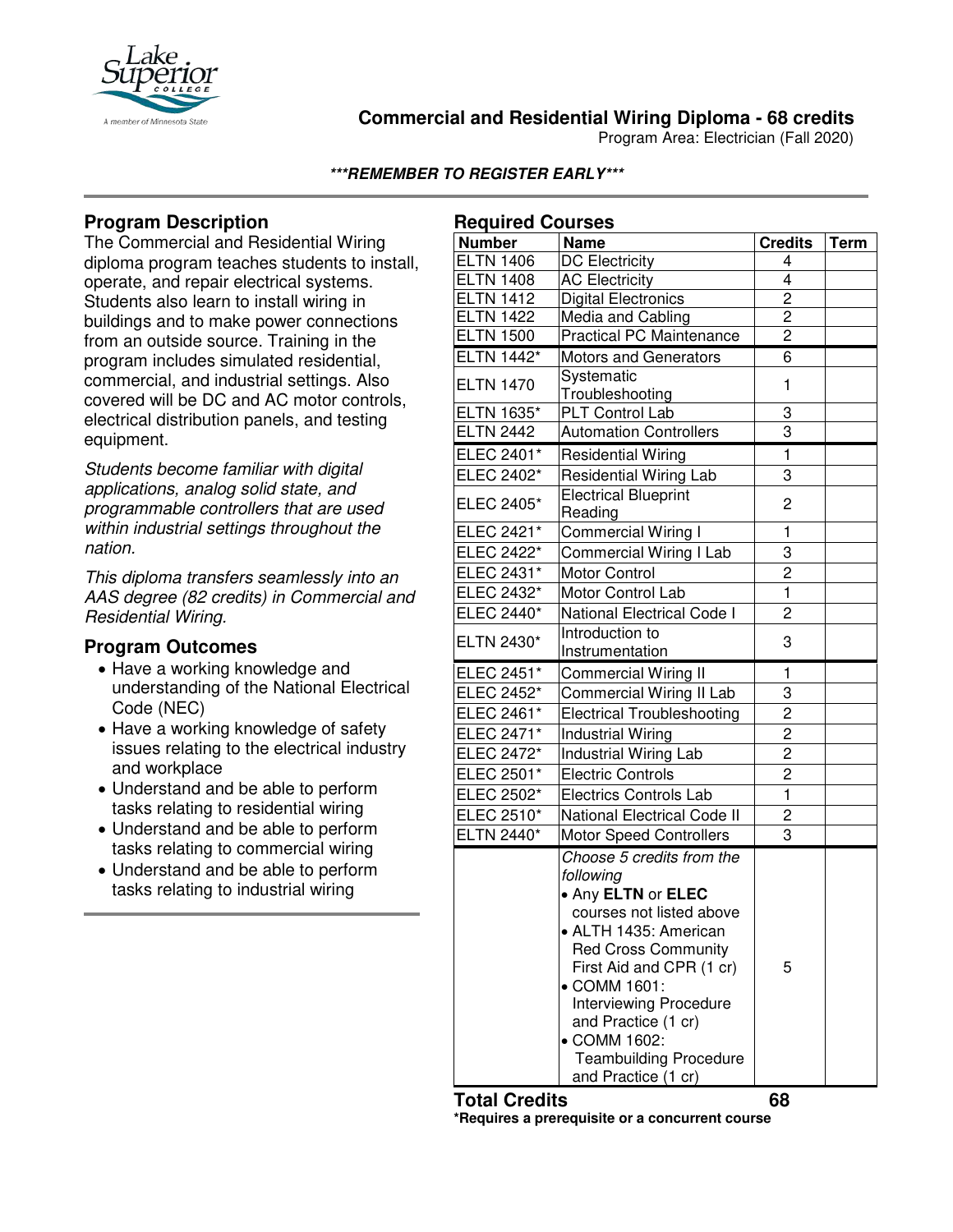# Commercial and Residential Wiring Diploma - 68 credits

Program Area: Electrician (Fall 2020)

***REMEMBER TO REGISTER EARLY***

## Program Description

The Commercial and Residential Wiring diploma program teaches students to install, operate, and repair electrical systems. Students also learn to install wiring in buildings and to make power connections from an outside source. Training in the program includes simulated residential, commercial, and industrial settings. Also covered will be DC and AC motor controls, electrical distribution panels, and testing equipment.

*Students become familiar with digital applications, analog solid state, and programmable controllers that are used within industrial settings throughout the nation.*

*This diploma transfers seamlessly into an AAS degree (82 credits) in Commercial and Residential Wiring.*

## Program Outcomes

- Have a working knowledge and understanding of the National Electrical Code (NEC)
- Have a working knowledge of safety issues relating to the electrical industry and workplace
- Understand and be able to perform tasks relating to residential wiring
- Understand and be able to perform tasks relating to commercial wiring
- Understand and be able to perform tasks relating to industrial wiring

## Required Courses

| Number | Name | Credits | Term |
|---|---|---|---|
| ELTN 1406 | DC Electricity | 4 | |
| ELTN 1408 | AC Electricity | 4 | |
| ELTN 1412 | Digital Electronics | 2 | |
| ELTN 1422 | Media and Cabling | 2 | |
| ELTN 1500 | Practical PC Maintenance | 2 | |
| ELTN 1442* | Motors and Generators | 6 | |
| ELTN 1470 | Systematic Troubleshooting | 1 | |
| ELTN 1635* | PLT Control Lab | 3 | |
| ELTN 2442 | Automation Controllers | 3 | |
| ELEC 2401* | Residential Wiring | 1 | |
| ELEC 2402* | Residential Wiring Lab | 3 | |
| ELEC 2405* | Electrical Blueprint Reading | 2 | |
| ELEC 2421* | Commercial Wiring I | 1 | |
| ELEC 2422* | Commercial Wiring I Lab | 3 | |
| ELEC 2431* | Motor Control | 2 | |
| ELEC 2432* | Motor Control Lab | 1 | |
| ELEC 2440* | National Electrical Code I | 2 | |
| ELTN 2430* | Introduction to Instrumentation | 3 | |
| ELEC 2451* | Commercial Wiring II | 1 | |
| ELEC 2452* | Commercial Wiring II Lab | 3 | |
| ELEC 2461* | Electrical Troubleshooting | 2 | |
| ELEC 2471* | Industrial Wiring | 2 | |
| ELEC 2472* | Industrial Wiring Lab | 2 | |
| ELEC 2501* | Electric Controls | 2 | |
| ELEC 2502* | Electrics Controls Lab | 1 | |
| ELEC 2510* | National Electrical Code II | 2 | |
| ELTN 2440* | Motor Speed Controllers | 3 | |
| | *Choose 5 credits from the following*<br>• Any **ELTN** or **ELEC** courses not listed above<br>• ALTH 1435: American Red Cross Community First Aid and CPR (1 cr)<br>• COMM 1601: Interviewing Procedure and Practice (1 cr)<br>• COMM 1602: Teambuilding Procedure and Practice (1 cr) | 5 | |

**Total Credits** **68**

**\*Requires a prerequisite or a concurrent course**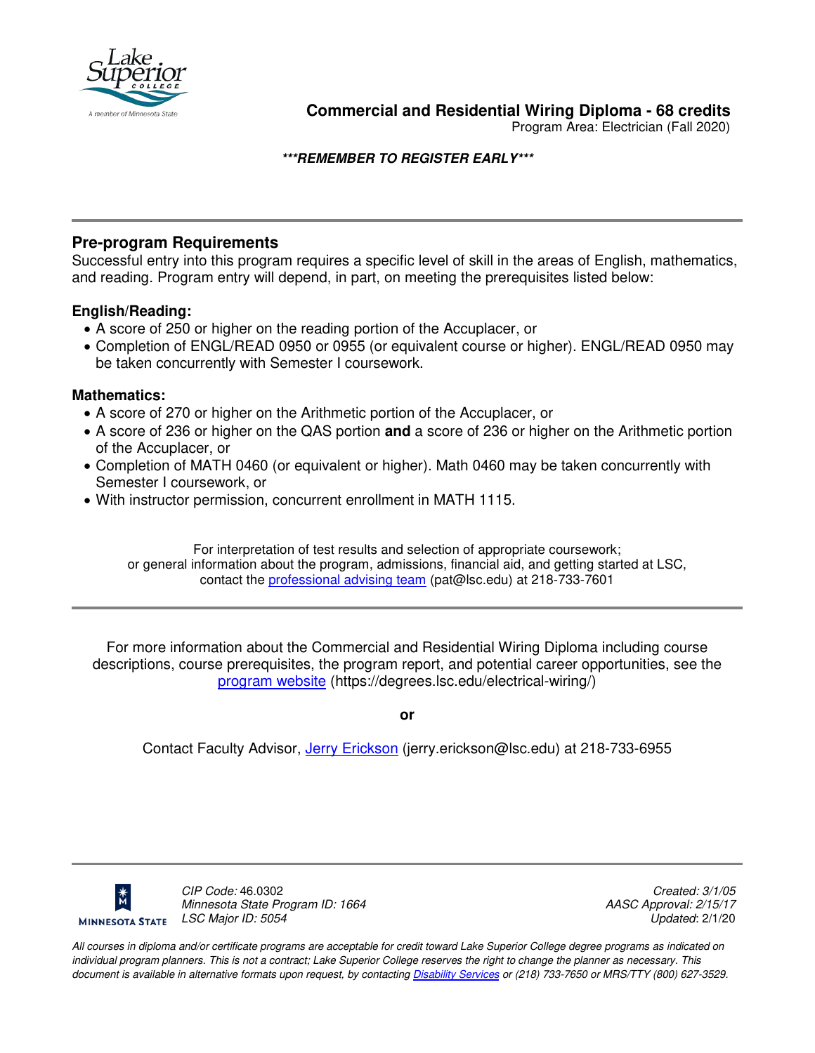## Commercial and Residential Wiring Diploma - 68 credits

Program Area: Electrician (Fall 2020)

***\*\*\*REMEMBER TO REGISTER EARLY\*\*\****

## Pre-program Requirements

Successful entry into this program requires a specific level of skill in the areas of English, mathematics, and reading. Program entry will depend, in part, on meeting the prerequisites listed below:

### English/Reading:

- A score of 250 or higher on the reading portion of the Accuplacer, or
- Completion of ENGL/READ 0950 or 0955 (or equivalent course or higher). ENGL/READ 0950 may be taken concurrently with Semester I coursework.

### Mathematics:

- A score of 270 or higher on the Arithmetic portion of the Accuplacer, or
- A score of 236 or higher on the QAS portion **and** a score of 236 or higher on the Arithmetic portion of the Accuplacer, or
- Completion of MATH 0460 (or equivalent or higher). Math 0460 may be taken concurrently with Semester I coursework, or
- With instructor permission, concurrent enrollment in MATH 1115.

For interpretation of test results and selection of appropriate coursework; or general information about the program, admissions, financial aid, and getting started at LSC, contact the professional advising team (pat@lsc.edu) at 218-733-7601

For more information about the Commercial and Residential Wiring Diploma including course descriptions, course prerequisites, the program report, and potential career opportunities, see the program website (https://degrees.lsc.edu/electrical-wiring/)

**or**

Contact Faculty Advisor, Jerry Erickson (jerry.erickson@lsc.edu) at 218-733-6955

*CIP Code:* 46.0302
*Minnesota State Program ID: 1664*
*LSC Major ID: 5054*

*Created: 3/1/05*
*AASC Approval: 2/15/17*
*Updated*: 2/1/20

*All courses in diploma and/or certificate programs are acceptable for credit toward Lake Superior College degree programs as indicated on individual program planners. This is not a contract; Lake Superior College reserves the right to change the planner as necessary. This document is available in alternative formats upon request, by contacting Disability Services or (218) 733-7650 or MRS/TTY (800) 627-3529.*